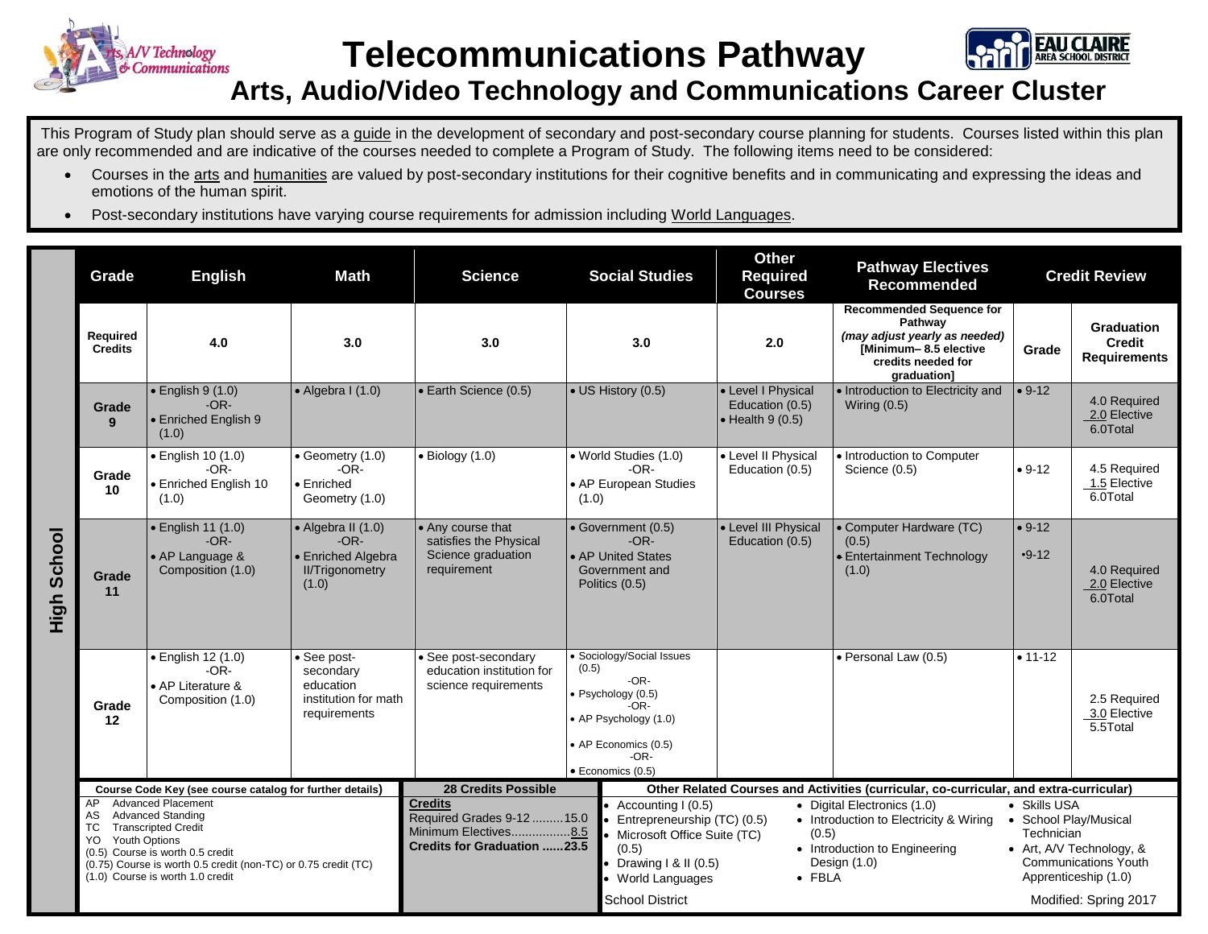# Telecommunications Pathway

## Arts, Audio/Video Technology and Communications Career Cluster

This Program of Study plan should serve as a guide in the development of secondary and post-secondary course planning for students. Courses listed within this plan are only recommended and are indicative of the courses needed to complete a Program of Study. The following items need to be considered:

- Courses in the arts and humanities are valued by post-secondary institutions for their cognitive benefits and in communicating and expressing the ideas and emotions of the human spirit.
- Post-secondary institutions have varying course requirements for admission including World Languages.

**High School**

| Grade | English | Math | Science | Social Studies | Other Required Courses | Pathway Electives Recommended | Credit Review | |
|---|---|---|---|---|---|---|---|---|
| **Required Credits** | 4.0 | 3.0 | 3.0 | 3.0 | 2.0 | **Recommended Sequence for Pathway** *(may adjust yearly as needed)* **[Minimum– 8.5 elective credits needed for graduation]** | **Grade** | **Graduation Credit Requirements** |
| **Grade 9** | • English 9 (1.0) -OR- • Enriched English 9 (1.0) | • Algebra I (1.0) | • Earth Science (0.5) | • US History (0.5) | • Level I Physical Education (0.5) • Health 9 (0.5) | • Introduction to Electricity and Wiring (0.5) | • 9-12 | 4.0 Required 2.0 Elective 6.0Total |
| **Grade 10** | • English 10 (1.0) -OR- • Enriched English 10 (1.0) | • Geometry (1.0) -OR- • Enriched Geometry (1.0) | • Biology (1.0) | • World Studies (1.0) -OR- • AP European Studies (1.0) | • Level II Physical Education (0.5) | • Introduction to Computer Science (0.5) | • 9-12 | 4.5 Required 1.5 Elective 6.0Total |
| **Grade 11** | • English 11 (1.0) -OR- • AP Language & Composition (1.0) | • Algebra II (1.0) -OR- • Enriched Algebra II/Trigonometry (1.0) | • Any course that satisfies the Physical Science graduation requirement | • Government (0.5) -OR- • AP United States Government and Politics (0.5) | • Level III Physical Education (0.5) | • Computer Hardware (TC) (0.5) • Entertainment Technology (1.0) | • 9-12 •9-12 | 4.0 Required 2.0 Elective 6.0Total |
| **Grade 12** | • English 12 (1.0) -OR- • AP Literature & Composition (1.0) | • See post-secondary education institution for math requirements | • See post-secondary education institution for science requirements | • Sociology/Social Issues (0.5) -OR- • Psychology (0.5) -OR- • AP Psychology (1.0) • AP Economics (0.5) -OR- • Economics (0.5) | | • Personal Law (0.5) | • 11-12 | 2.5 Required 3.0 Elective 5.5Total |

**Course Code Key (see course catalog for further details)**

- AP Advanced Placement
- AS Advanced Standing
- TC Transcripted Credit
- YO Youth Options
- (0.5) Course is worth 0.5 credit
- (0.75) Course is worth 0.5 credit (non-TC) or 0.75 credit (TC)
- (1.0) Course is worth 1.0 credit

**28 Credits Possible**

**Credits**
Required Grades 9-12 .........15.0
Minimum Electives.................8.5
**Credits for Graduation ......23.5**

**Other Related Courses and Activities (curricular, co-curricular, and extra-curricular)**

- Accounting I (0.5)
- Entrepreneurship (TC) (0.5)
- Microsoft Office Suite (TC) (0.5)
- Drawing I & II (0.5)
- World Languages
- Digital Electronics (1.0)
- Introduction to Electricity & Wiring (0.5)
- Introduction to Engineering Design (1.0)
- FBLA
- Skills USA
- School Play/Musical Technician
- Art, A/V Technology, & Communications Youth Apprenticeship (1.0)

School District

Modified: Spring 2017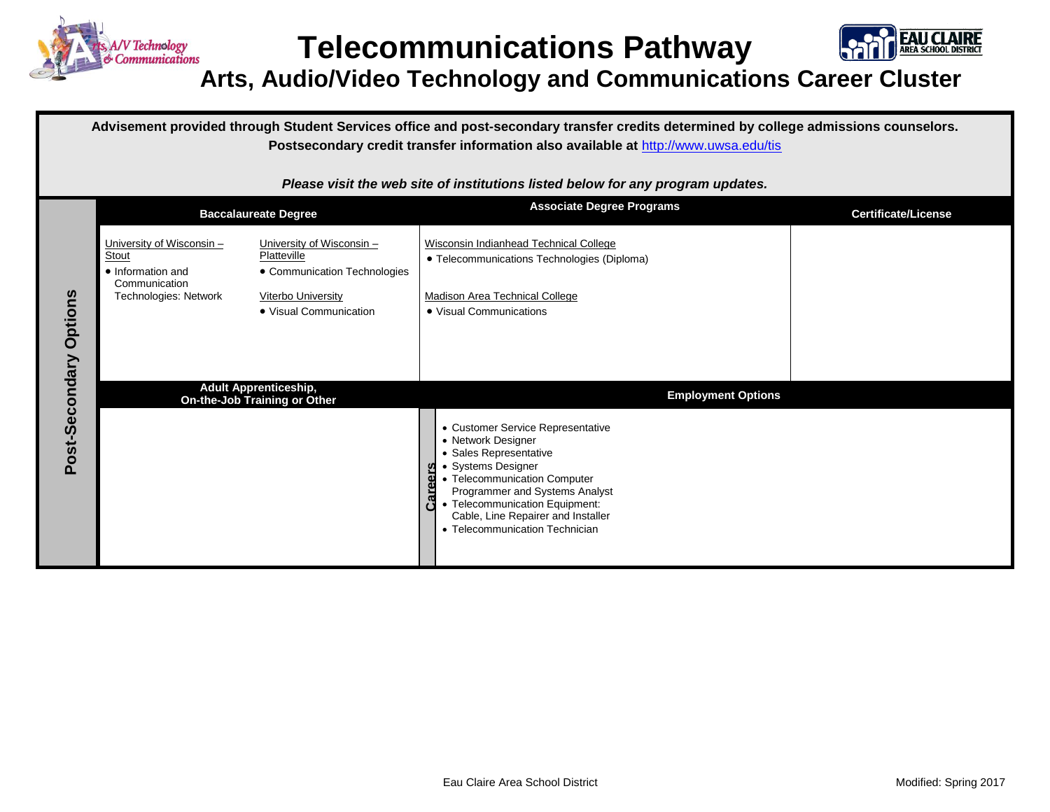# Telecommunications Pathway

## Arts, Audio/Video Technology and Communications Career Cluster

**Advisement provided through Student Services office and post-secondary transfer credits determined by college admissions counselors.**
**Postsecondary credit transfer information also available at** http://www.uwsa.edu/tis

***Please visit the web site of institutions listed below for any program updates.***

### Post-Secondary Options

| Baccalaureate Degree | Associate Degree Programs | Certificate/License |
|---|---|---|
| University of Wisconsin – Stout<br>• Information and Communication Technologies: Network<br><br>University of Wisconsin – Platteville<br>• Communication Technologies<br><br>Viterbo University<br>• Visual Communication | Wisconsin Indianhead Technical College<br>• Telecommunications Technologies (Diploma)<br><br>Madison Area Technical College<br>• Visual Communications | |

| Adult Apprenticeship, On-the-Job Training or Other | Employment Options |
|---|---|
| | **Careers**<br>• Customer Service Representative<br>• Network Designer<br>• Sales Representative<br>• Systems Designer<br>• Telecommunication Computer Programmer and Systems Analyst<br>• Telecommunication Equipment: Cable, Line Repairer and Installer<br>• Telecommunication Technician |

Eau Claire Area School District

Modified: Spring 2017